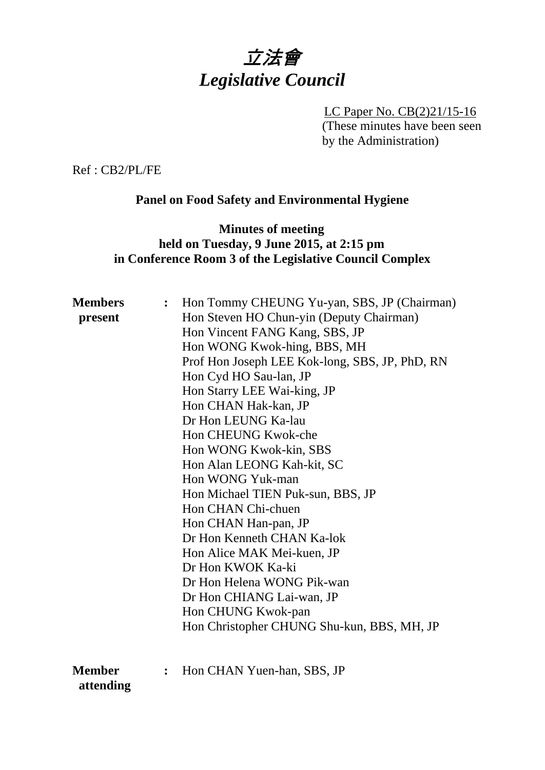# 立法會
# *Legislative Council*

LC Paper No. CB(2)21/15-16
(These minutes have been seen by the Administration)

Ref : CB2/PL/FE

## Panel on Food Safety and Environmental Hygiene

### Minutes of meeting
### held on Tuesday, 9 June 2015, at 2:15 pm
### in Conference Room 3 of the Legislative Council Complex

**Members present** :

Hon Tommy CHEUNG Yu-yan, SBS, JP (Chairman)
Hon Steven HO Chun-yin (Deputy Chairman)
Hon Vincent FANG Kang, SBS, JP
Hon WONG Kwok-hing, BBS, MH
Prof Hon Joseph LEE Kok-long, SBS, JP, PhD, RN
Hon Cyd HO Sau-lan, JP
Hon Starry LEE Wai-king, JP
Hon CHAN Hak-kan, JP
Dr Hon LEUNG Ka-lau
Hon CHEUNG Kwok-che
Hon WONG Kwok-kin, SBS
Hon Alan LEONG Kah-kit, SC
Hon WONG Yuk-man
Hon Michael TIEN Puk-sun, BBS, JP
Hon CHAN Chi-chuen
Hon CHAN Han-pan, JP
Dr Hon Kenneth CHAN Ka-lok
Hon Alice MAK Mei-kuen, JP
Dr Hon KWOK Ka-ki
Dr Hon Helena WONG Pik-wan
Dr Hon CHIANG Lai-wan, JP
Hon CHUNG Kwok-pan
Hon Christopher CHUNG Shu-kun, BBS, MH, JP

**Member attending** :

Hon CHAN Yuen-han, SBS, JP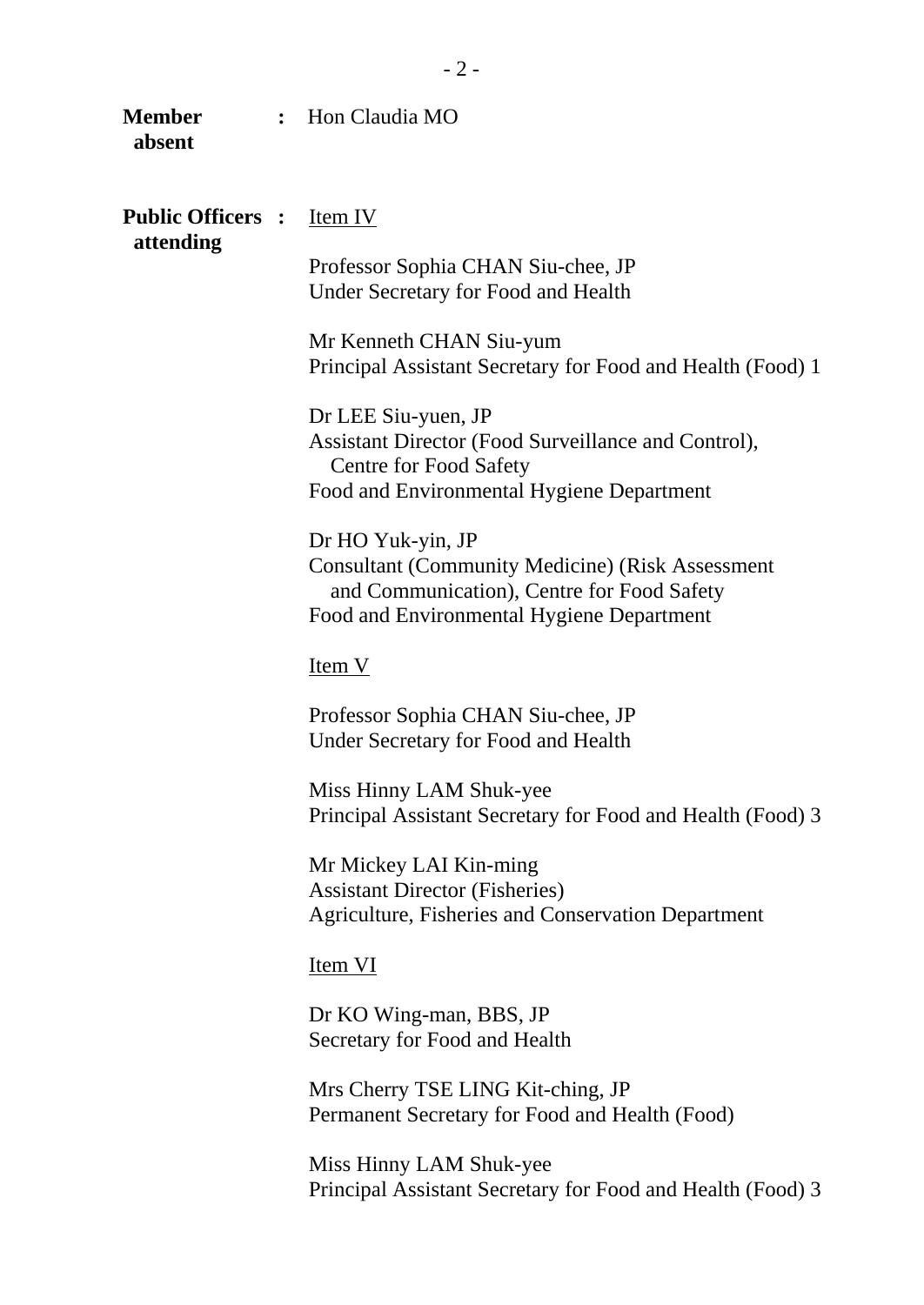**Member absent** : Hon Claudia MO

**Public Officers attending** :

Item IV

Professor Sophia CHAN Siu-chee, JP
Under Secretary for Food and Health

Mr Kenneth CHAN Siu-yum
Principal Assistant Secretary for Food and Health (Food) 1

Dr LEE Siu-yuen, JP
Assistant Director (Food Surveillance and Control), Centre for Food Safety
Food and Environmental Hygiene Department

Dr HO Yuk-yin, JP
Consultant (Community Medicine) (Risk Assessment and Communication), Centre for Food Safety
Food and Environmental Hygiene Department

Item V

Professor Sophia CHAN Siu-chee, JP
Under Secretary for Food and Health

Miss Hinny LAM Shuk-yee
Principal Assistant Secretary for Food and Health (Food) 3

Mr Mickey LAI Kin-ming
Assistant Director (Fisheries)
Agriculture, Fisheries and Conservation Department

Item VI

Dr KO Wing-man, BBS, JP
Secretary for Food and Health

Mrs Cherry TSE LING Kit-ching, JP
Permanent Secretary for Food and Health (Food)

Miss Hinny LAM Shuk-yee
Principal Assistant Secretary for Food and Health (Food) 3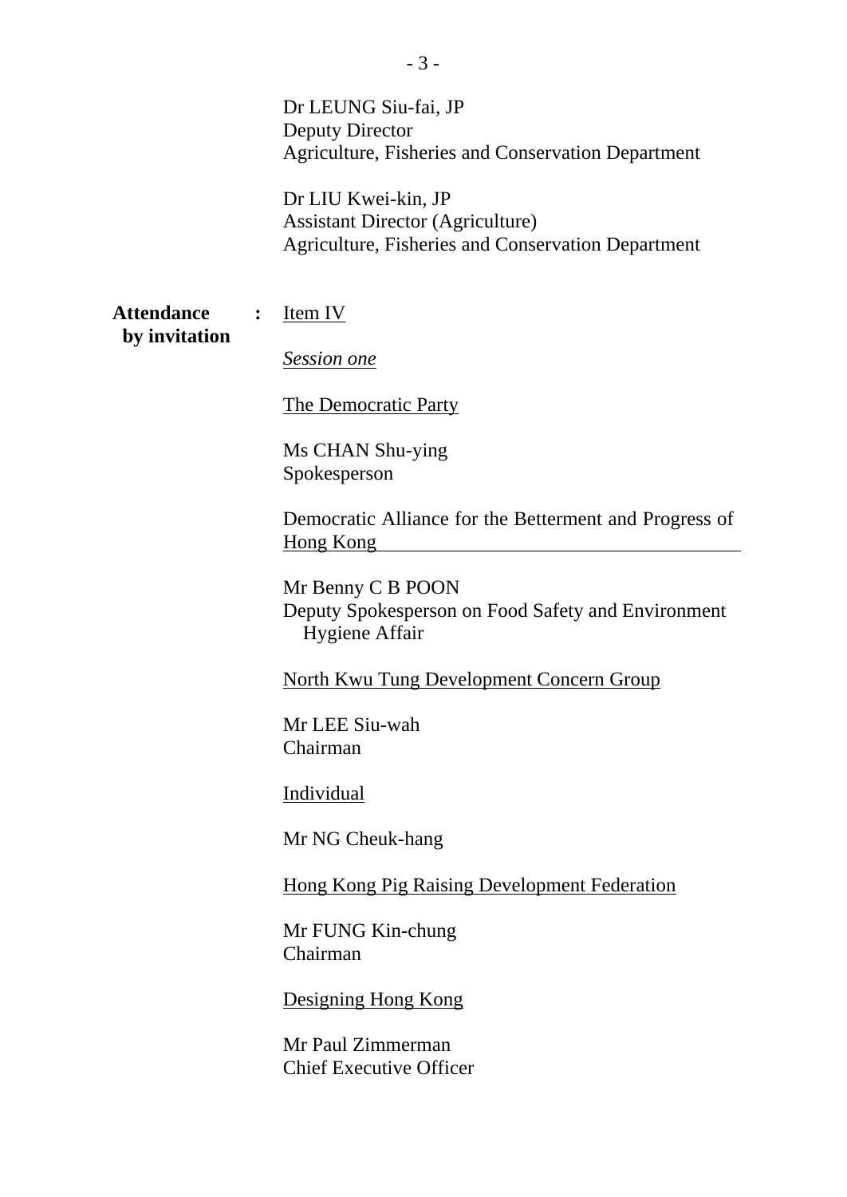Dr LEUNG Siu-fai, JP
Deputy Director
Agriculture, Fisheries and Conservation Department

Dr LIU Kwei-kin, JP
Assistant Director (Agriculture)
Agriculture, Fisheries and Conservation Department

**Attendance by invitation** : Item IV

*Session one*

The Democratic Party

Ms CHAN Shu-ying
Spokesperson

Democratic Alliance for the Betterment and Progress of Hong Kong

Mr Benny C B POON
Deputy Spokesperson on Food Safety and Environment Hygiene Affair

North Kwu Tung Development Concern Group

Mr LEE Siu-wah
Chairman

Individual

Mr NG Cheuk-hang

Hong Kong Pig Raising Development Federation

Mr FUNG Kin-chung
Chairman

Designing Hong Kong

Mr Paul Zimmerman
Chief Executive Officer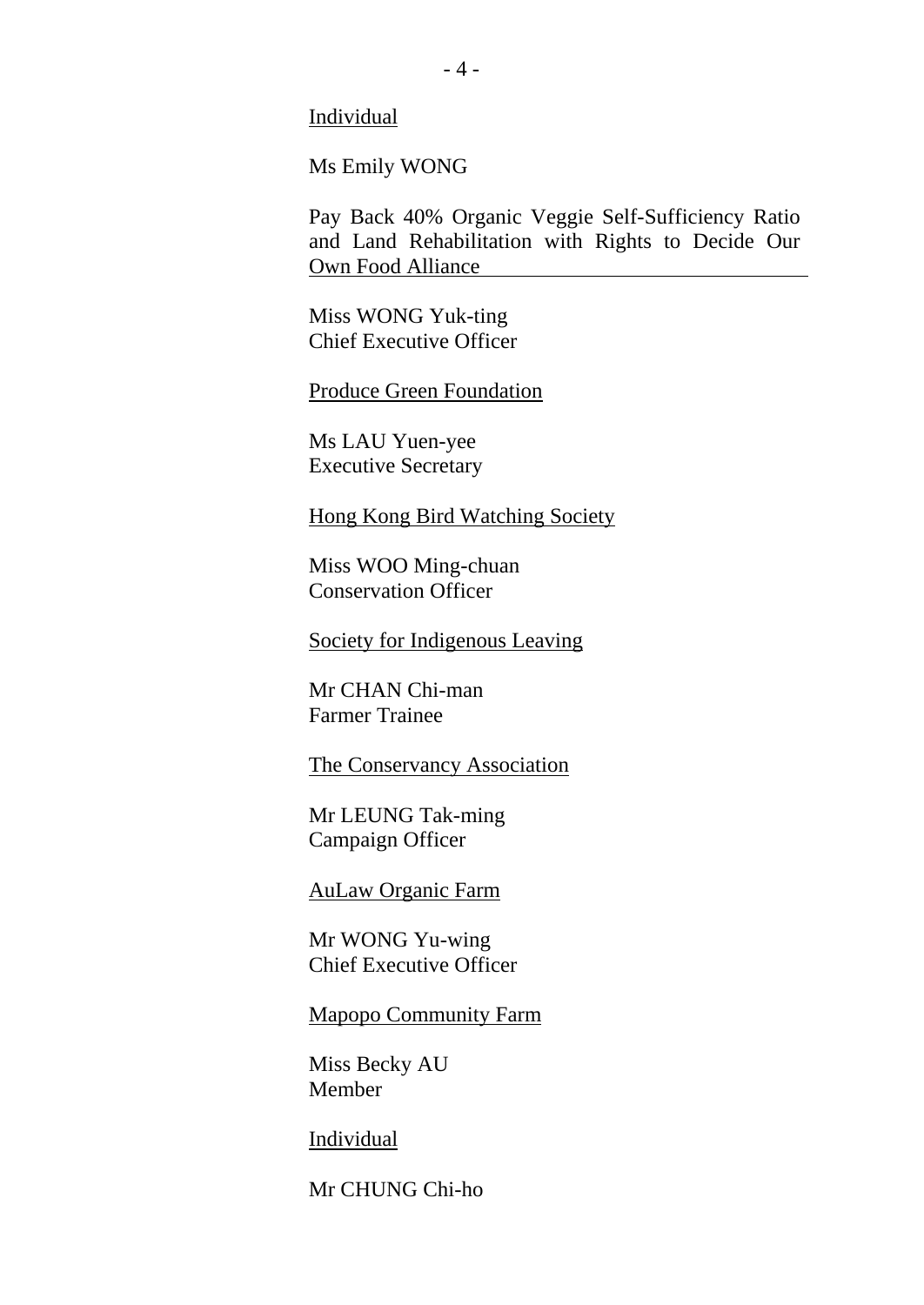Individual

Ms Emily WONG

Pay Back 40% Organic Veggie Self-Sufficiency Ratio and Land Rehabilitation with Rights to Decide Our Own Food Alliance

Miss WONG Yuk-ting
Chief Executive Officer

Produce Green Foundation

Ms LAU Yuen-yee
Executive Secretary

Hong Kong Bird Watching Society

Miss WOO Ming-chuan
Conservation Officer

Society for Indigenous Leaving

Mr CHAN Chi-man
Farmer Trainee

The Conservancy Association

Mr LEUNG Tak-ming
Campaign Officer

AuLaw Organic Farm

Mr WONG Yu-wing
Chief Executive Officer

Mapopo Community Farm

Miss Becky AU
Member

Individual

Mr CHUNG Chi-ho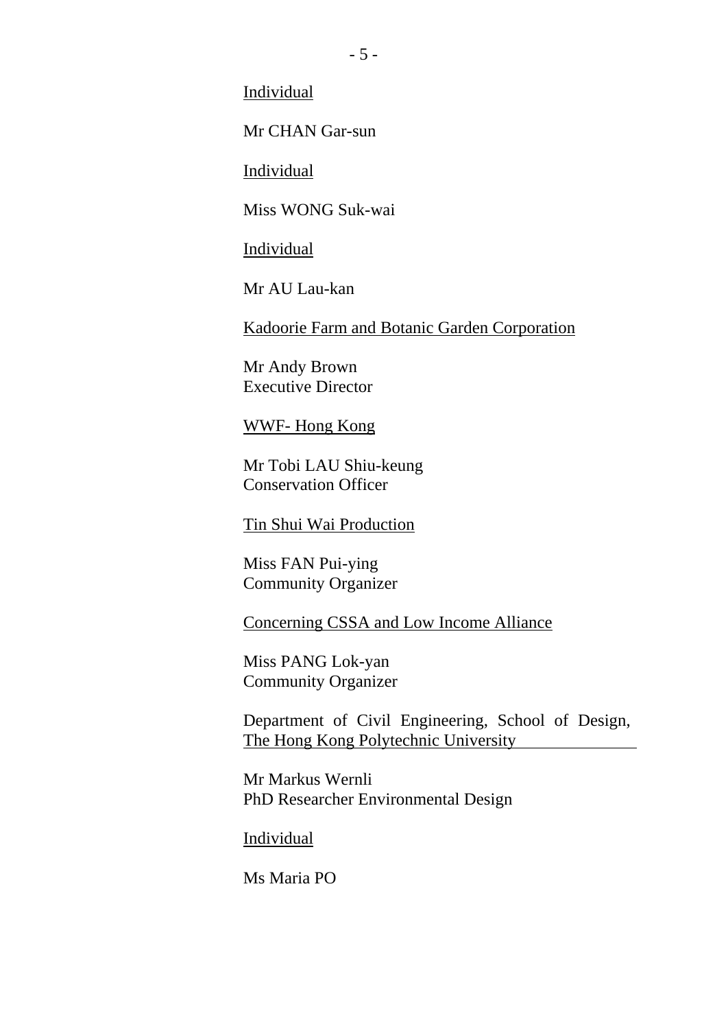Individual

Mr CHAN Gar-sun

Individual

Miss WONG Suk-wai

Individual

Mr AU Lau-kan

Kadoorie Farm and Botanic Garden Corporation

Mr Andy Brown
Executive Director

WWF- Hong Kong

Mr Tobi LAU Shiu-keung
Conservation Officer

Tin Shui Wai Production

Miss FAN Pui-ying
Community Organizer

Concerning CSSA and Low Income Alliance

Miss PANG Lok-yan
Community Organizer

Department of Civil Engineering, School of Design, The Hong Kong Polytechnic University

Mr Markus Wernli
PhD Researcher Environmental Design

Individual

Ms Maria PO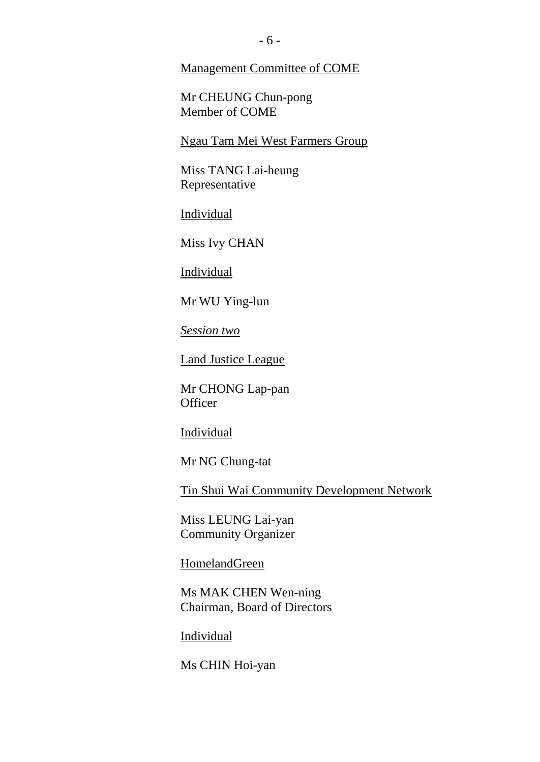<u>Management Committee of COME</u>

Mr CHEUNG Chun-pong
Member of COME

<u>Ngau Tam Mei West Farmers Group</u>

Miss TANG Lai-heung
Representative

<u>Individual</u>

Miss Ivy CHAN

<u>Individual</u>

Mr WU Ying-lun

<u>*Session two*</u>

<u>Land Justice League</u>

Mr CHONG Lap-pan
Officer

<u>Individual</u>

Mr NG Chung-tat

<u>Tin Shui Wai Community Development Network</u>

Miss LEUNG Lai-yan
Community Organizer

<u>HomelandGreen</u>

Ms MAK CHEN Wen-ning
Chairman, Board of Directors

<u>Individual</u>

Ms CHIN Hoi-yan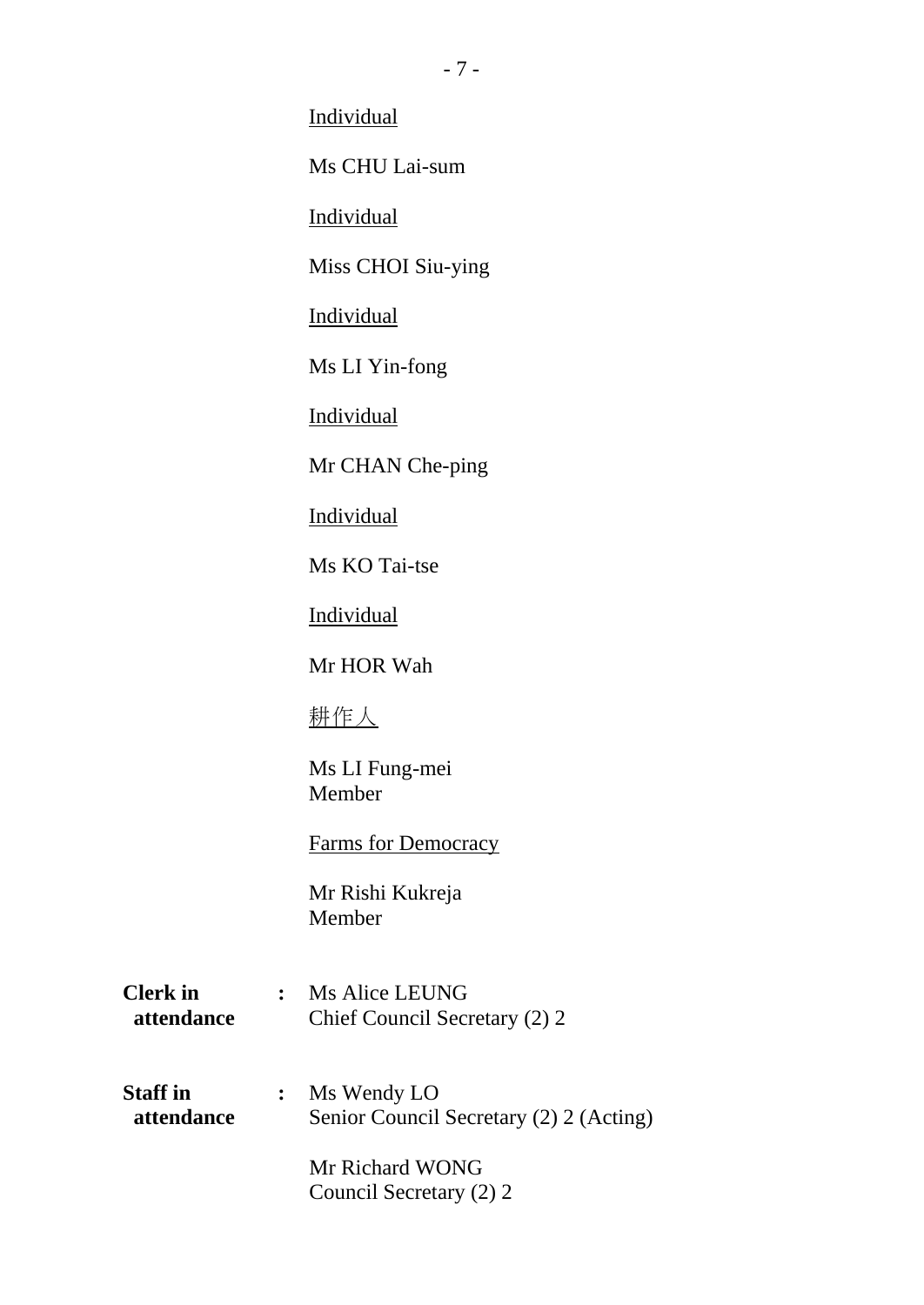Individual

Ms CHU Lai-sum

Individual

Miss CHOI Siu-ying

Individual

Ms LI Yin-fong

Individual

Mr CHAN Che-ping

Individual

Ms KO Tai-tse

Individual

Mr HOR Wah

耕作人

Ms LI Fung-mei
Member

Farms for Democracy

Mr Rishi Kukreja
Member

**Clerk in attendance** : Ms Alice LEUNG
Chief Council Secretary (2) 2

**Staff in attendance** : Ms Wendy LO
Senior Council Secretary (2) 2 (Acting)

Mr Richard WONG
Council Secretary (2) 2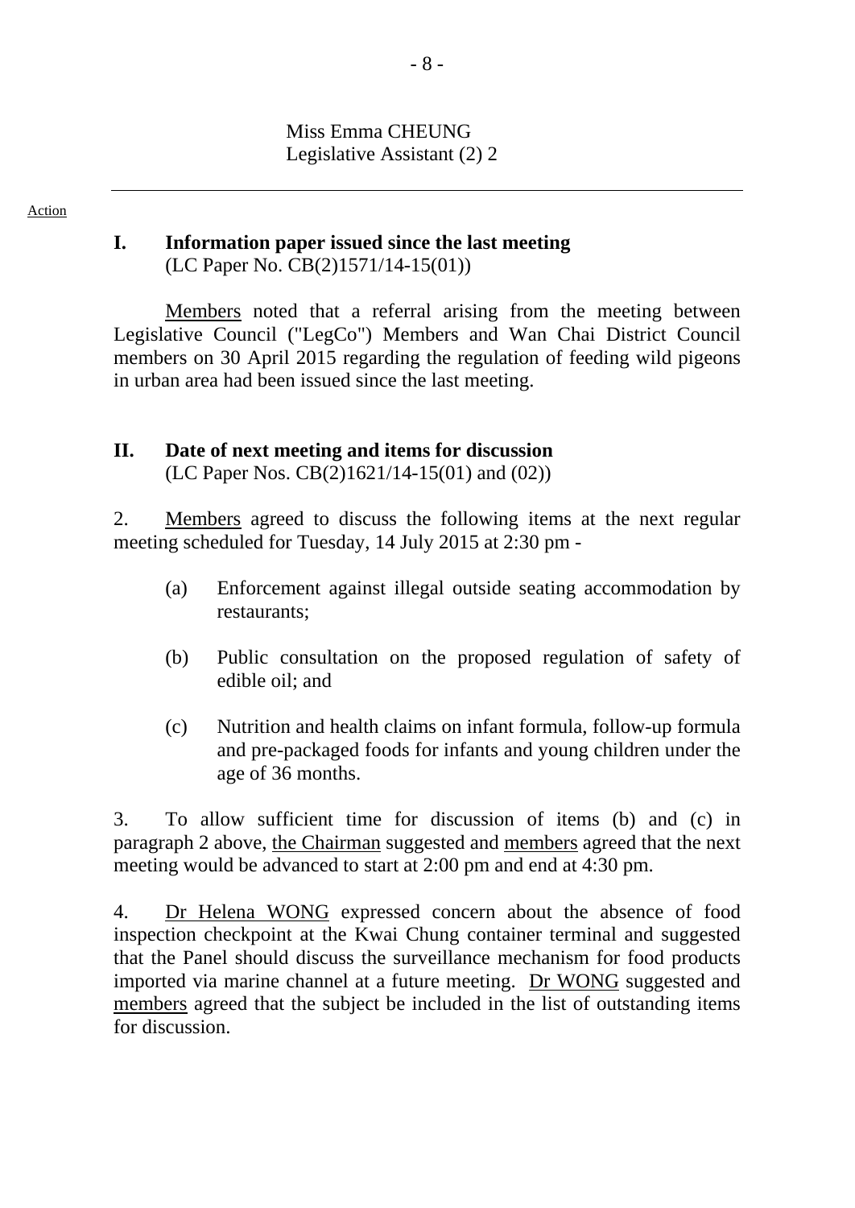Miss Emma CHEUNG
Legislative Assistant (2) 2

---

Action

## I. Information paper issued since the last meeting
(LC Paper No. CB(2)1571/14-15(01))

Members noted that a referral arising from the meeting between Legislative Council ("LegCo") Members and Wan Chai District Council members on 30 April 2015 regarding the regulation of feeding wild pigeons in urban area had been issued since the last meeting.

## II. Date of next meeting and items for discussion
(LC Paper Nos. CB(2)1621/14-15(01) and (02))

2. Members agreed to discuss the following items at the next regular meeting scheduled for Tuesday, 14 July 2015 at 2:30 pm -

(a) Enforcement against illegal outside seating accommodation by restaurants;

(b) Public consultation on the proposed regulation of safety of edible oil; and

(c) Nutrition and health claims on infant formula, follow-up formula and pre-packaged foods for infants and young children under the age of 36 months.

3. To allow sufficient time for discussion of items (b) and (c) in paragraph 2 above, the Chairman suggested and members agreed that the next meeting would be advanced to start at 2:00 pm and end at 4:30 pm.

4. Dr Helena WONG expressed concern about the absence of food inspection checkpoint at the Kwai Chung container terminal and suggested that the Panel should discuss the surveillance mechanism for food products imported via marine channel at a future meeting. Dr WONG suggested and members agreed that the subject be included in the list of outstanding items for discussion.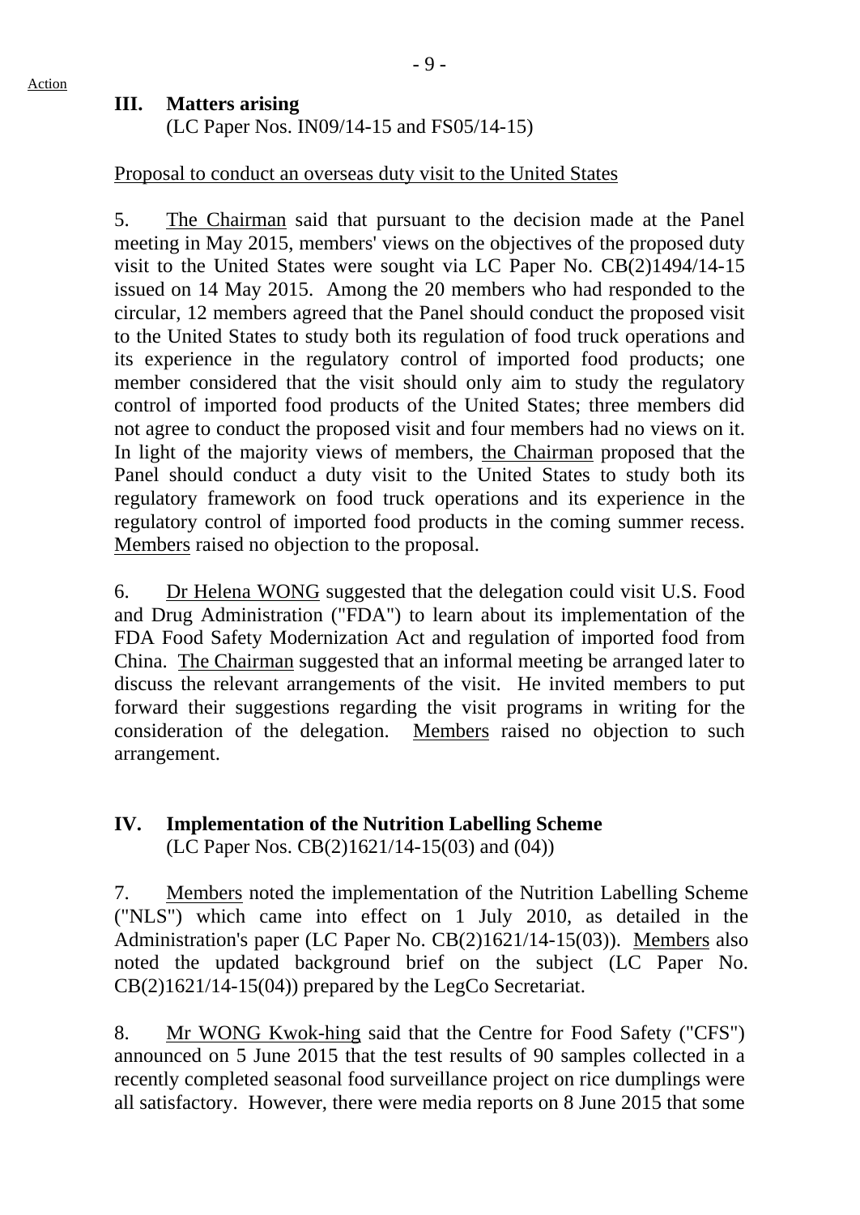Action

## III. Matters arising

(LC Paper Nos. IN09/14-15 and FS05/14-15)

Proposal to conduct an overseas duty visit to the United States

5. The Chairman said that pursuant to the decision made at the Panel meeting in May 2015, members' views on the objectives of the proposed duty visit to the United States were sought via LC Paper No. CB(2)1494/14-15 issued on 14 May 2015. Among the 20 members who had responded to the circular, 12 members agreed that the Panel should conduct the proposed visit to the United States to study both its regulation of food truck operations and its experience in the regulatory control of imported food products; one member considered that the visit should only aim to study the regulatory control of imported food products of the United States; three members did not agree to conduct the proposed visit and four members had no views on it. In light of the majority views of members, the Chairman proposed that the Panel should conduct a duty visit to the United States to study both its regulatory framework on food truck operations and its experience in the regulatory control of imported food products in the coming summer recess. Members raised no objection to the proposal.

6. Dr Helena WONG suggested that the delegation could visit U.S. Food and Drug Administration ("FDA") to learn about its implementation of the FDA Food Safety Modernization Act and regulation of imported food from China. The Chairman suggested that an informal meeting be arranged later to discuss the relevant arrangements of the visit. He invited members to put forward their suggestions regarding the visit programs in writing for the consideration of the delegation. Members raised no objection to such arrangement.

## IV. Implementation of the Nutrition Labelling Scheme

(LC Paper Nos. CB(2)1621/14-15(03) and (04))

7. Members noted the implementation of the Nutrition Labelling Scheme ("NLS") which came into effect on 1 July 2010, as detailed in the Administration's paper (LC Paper No. CB(2)1621/14-15(03)). Members also noted the updated background brief on the subject (LC Paper No. CB(2)1621/14-15(04)) prepared by the LegCo Secretariat.

8. Mr WONG Kwok-hing said that the Centre for Food Safety ("CFS") announced on 5 June 2015 that the test results of 90 samples collected in a recently completed seasonal food surveillance project on rice dumplings were all satisfactory. However, there were media reports on 8 June 2015 that some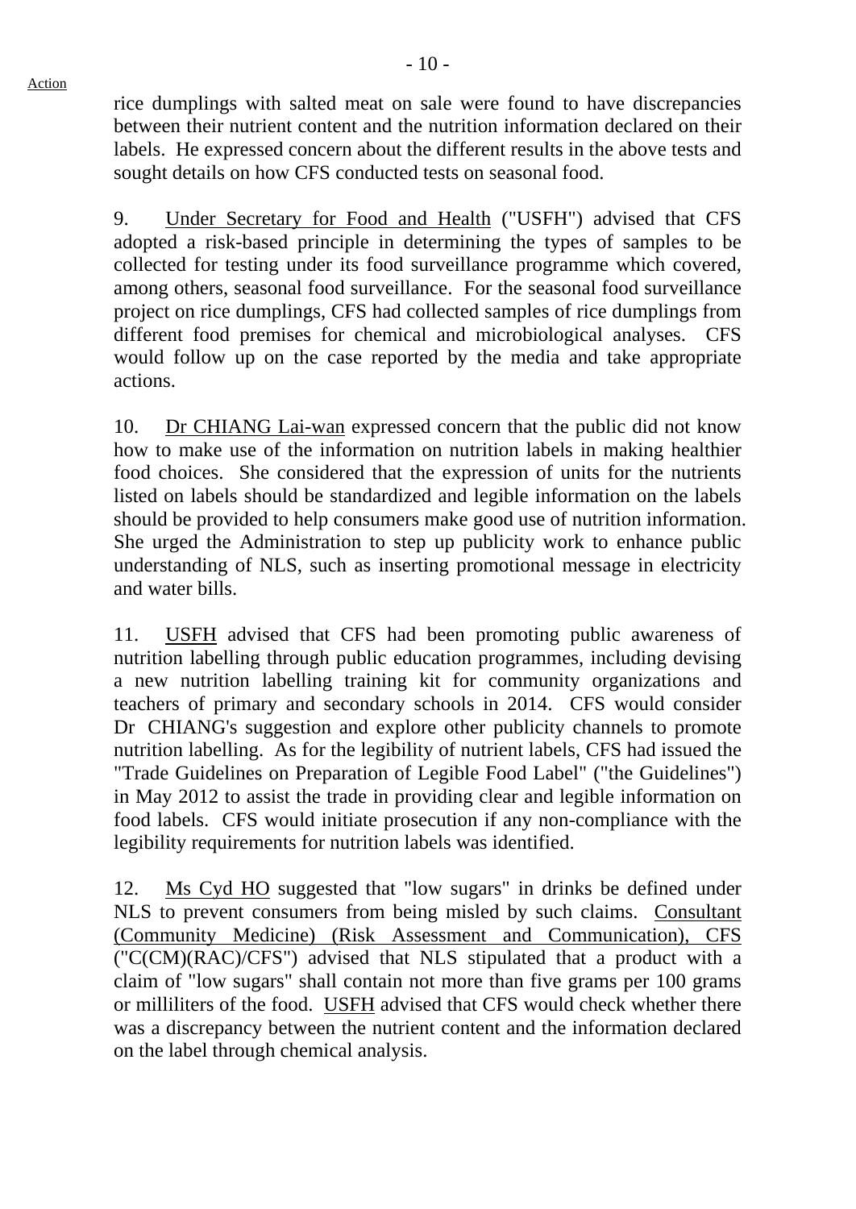rice dumplings with salted meat on sale were found to have discrepancies between their nutrient content and the nutrition information declared on their labels. He expressed concern about the different results in the above tests and sought details on how CFS conducted tests on seasonal food.

9. Under Secretary for Food and Health ("USFH") advised that CFS adopted a risk-based principle in determining the types of samples to be collected for testing under its food surveillance programme which covered, among others, seasonal food surveillance. For the seasonal food surveillance project on rice dumplings, CFS had collected samples of rice dumplings from different food premises for chemical and microbiological analyses. CFS would follow up on the case reported by the media and take appropriate actions.

10. Dr CHIANG Lai-wan expressed concern that the public did not know how to make use of the information on nutrition labels in making healthier food choices. She considered that the expression of units for the nutrients listed on labels should be standardized and legible information on the labels should be provided to help consumers make good use of nutrition information. She urged the Administration to step up publicity work to enhance public understanding of NLS, such as inserting promotional message in electricity and water bills.

11. USFH advised that CFS had been promoting public awareness of nutrition labelling through public education programmes, including devising a new nutrition labelling training kit for community organizations and teachers of primary and secondary schools in 2014. CFS would consider Dr CHIANG's suggestion and explore other publicity channels to promote nutrition labelling. As for the legibility of nutrient labels, CFS had issued the "Trade Guidelines on Preparation of Legible Food Label" ("the Guidelines") in May 2012 to assist the trade in providing clear and legible information on food labels. CFS would initiate prosecution if any non-compliance with the legibility requirements for nutrition labels was identified.

12. Ms Cyd HO suggested that "low sugars" in drinks be defined under NLS to prevent consumers from being misled by such claims. Consultant (Community Medicine) (Risk Assessment and Communication), CFS ("C(CM)(RAC)/CFS") advised that NLS stipulated that a product with a claim of "low sugars" shall contain not more than five grams per 100 grams or milliliters of the food. USFH advised that CFS would check whether there was a discrepancy between the nutrient content and the information declared on the label through chemical analysis.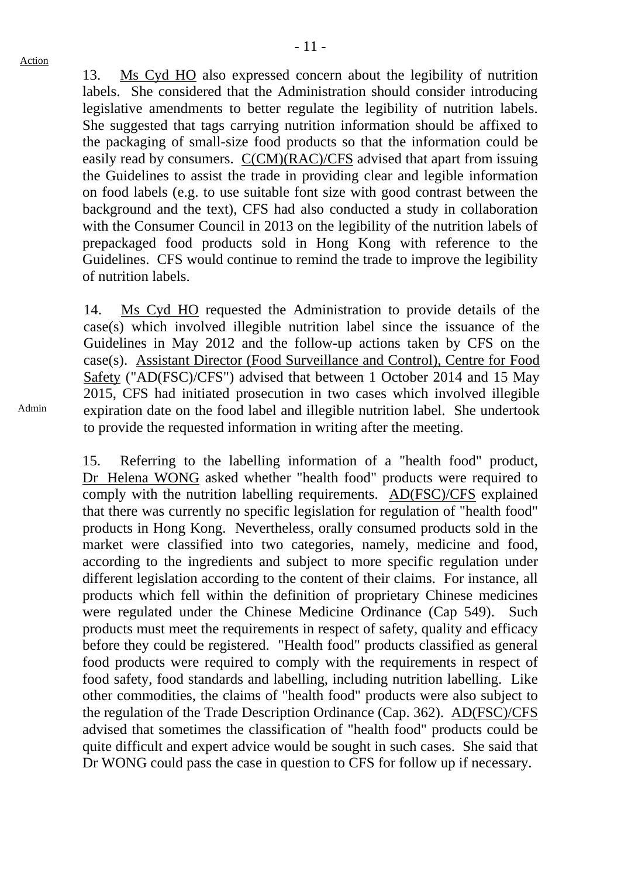Action

13. Ms Cyd HO also expressed concern about the legibility of nutrition labels. She considered that the Administration should consider introducing legislative amendments to better regulate the legibility of nutrition labels. She suggested that tags carrying nutrition information should be affixed to the packaging of small-size food products so that the information could be easily read by consumers. C(CM)(RAC)/CFS advised that apart from issuing the Guidelines to assist the trade in providing clear and legible information on food labels (e.g. to use suitable font size with good contrast between the background and the text), CFS had also conducted a study in collaboration with the Consumer Council in 2013 on the legibility of the nutrition labels of prepackaged food products sold in Hong Kong with reference to the Guidelines. CFS would continue to remind the trade to improve the legibility of nutrition labels.

14. Ms Cyd HO requested the Administration to provide details of the case(s) which involved illegible nutrition label since the issuance of the Guidelines in May 2012 and the follow-up actions taken by CFS on the case(s). Assistant Director (Food Surveillance and Control), Centre for Food Safety ("AD(FSC)/CFS") advised that between 1 October 2014 and 15 May 2015, CFS had initiated prosecution in two cases which involved illegible expiration date on the food label and illegible nutrition label. She undertook to provide the requested information in writing after the meeting.

Admin

15. Referring to the labelling information of a "health food" product, Dr Helena WONG asked whether "health food" products were required to comply with the nutrition labelling requirements. AD(FSC)/CFS explained that there was currently no specific legislation for regulation of "health food" products in Hong Kong. Nevertheless, orally consumed products sold in the market were classified into two categories, namely, medicine and food, according to the ingredients and subject to more specific regulation under different legislation according to the content of their claims. For instance, all products which fell within the definition of proprietary Chinese medicines were regulated under the Chinese Medicine Ordinance (Cap 549). Such products must meet the requirements in respect of safety, quality and efficacy before they could be registered. "Health food" products classified as general food products were required to comply with the requirements in respect of food safety, food standards and labelling, including nutrition labelling. Like other commodities, the claims of "health food" products were also subject to the regulation of the Trade Description Ordinance (Cap. 362). AD(FSC)/CFS advised that sometimes the classification of "health food" products could be quite difficult and expert advice would be sought in such cases. She said that Dr WONG could pass the case in question to CFS for follow up if necessary.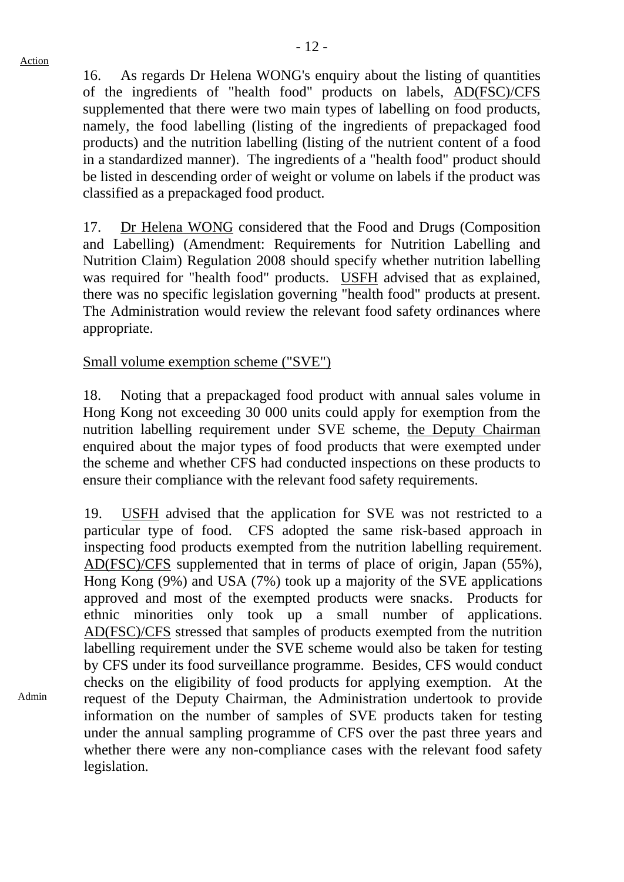Action

16. As regards Dr Helena WONG's enquiry about the listing of quantities of the ingredients of "health food" products on labels, AD(FSC)/CFS supplemented that there were two main types of labelling on food products, namely, the food labelling (listing of the ingredients of prepackaged food products) and the nutrition labelling (listing of the nutrient content of a food in a standardized manner). The ingredients of a "health food" product should be listed in descending order of weight or volume on labels if the product was classified as a prepackaged food product.

17. Dr Helena WONG considered that the Food and Drugs (Composition and Labelling) (Amendment: Requirements for Nutrition Labelling and Nutrition Claim) Regulation 2008 should specify whether nutrition labelling was required for "health food" products. USFH advised that as explained, there was no specific legislation governing "health food" products at present. The Administration would review the relevant food safety ordinances where appropriate.

Small volume exemption scheme ("SVE")

18. Noting that a prepackaged food product with annual sales volume in Hong Kong not exceeding 30 000 units could apply for exemption from the nutrition labelling requirement under SVE scheme, the Deputy Chairman enquired about the major types of food products that were exempted under the scheme and whether CFS had conducted inspections on these products to ensure their compliance with the relevant food safety requirements.

19. USFH advised that the application for SVE was not restricted to a particular type of food. CFS adopted the same risk-based approach in inspecting food products exempted from the nutrition labelling requirement. AD(FSC)/CFS supplemented that in terms of place of origin, Japan (55%), Hong Kong (9%) and USA (7%) took up a majority of the SVE applications approved and most of the exempted products were snacks. Products for ethnic minorities only took up a small number of applications. AD(FSC)/CFS stressed that samples of products exempted from the nutrition labelling requirement under the SVE scheme would also be taken for testing by CFS under its food surveillance programme. Besides, CFS would conduct checks on the eligibility of food products for applying exemption. At the request of the Deputy Chairman, the Administration undertook to provide information on the number of samples of SVE products taken for testing under the annual sampling programme of CFS over the past three years and whether there were any non-compliance cases with the relevant food safety legislation.

Admin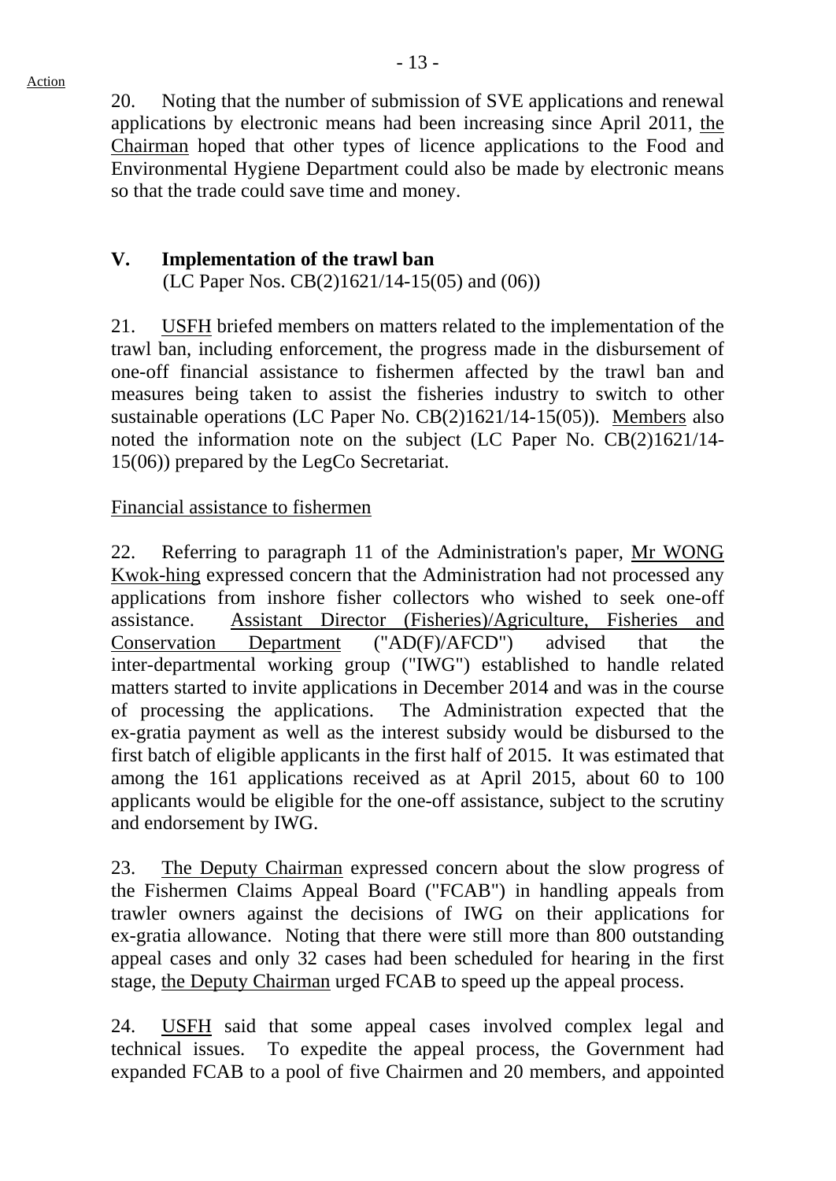20. Noting that the number of submission of SVE applications and renewal applications by electronic means had been increasing since April 2011, the Chairman hoped that other types of licence applications to the Food and Environmental Hygiene Department could also be made by electronic means so that the trade could save time and money.

## V. Implementation of the trawl ban

(LC Paper Nos. CB(2)1621/14-15(05) and (06))

21. USFH briefed members on matters related to the implementation of the trawl ban, including enforcement, the progress made in the disbursement of one-off financial assistance to fishermen affected by the trawl ban and measures being taken to assist the fisheries industry to switch to other sustainable operations (LC Paper No. CB(2)1621/14-15(05)). Members also noted the information note on the subject (LC Paper No. CB(2)1621/14-15(06)) prepared by the LegCo Secretariat.

Financial assistance to fishermen

22. Referring to paragraph 11 of the Administration's paper, Mr WONG Kwok-hing expressed concern that the Administration had not processed any applications from inshore fisher collectors who wished to seek one-off assistance. Assistant Director (Fisheries)/Agriculture, Fisheries and Conservation Department ("AD(F)/AFCD") advised that the inter-departmental working group ("IWG") established to handle related matters started to invite applications in December 2014 and was in the course of processing the applications. The Administration expected that the ex-gratia payment as well as the interest subsidy would be disbursed to the first batch of eligible applicants in the first half of 2015. It was estimated that among the 161 applications received as at April 2015, about 60 to 100 applicants would be eligible for the one-off assistance, subject to the scrutiny and endorsement by IWG.

23. The Deputy Chairman expressed concern about the slow progress of the Fishermen Claims Appeal Board ("FCAB") in handling appeals from trawler owners against the decisions of IWG on their applications for ex-gratia allowance. Noting that there were still more than 800 outstanding appeal cases and only 32 cases had been scheduled for hearing in the first stage, the Deputy Chairman urged FCAB to speed up the appeal process.

24. USFH said that some appeal cases involved complex legal and technical issues. To expedite the appeal process, the Government had expanded FCAB to a pool of five Chairmen and 20 members, and appointed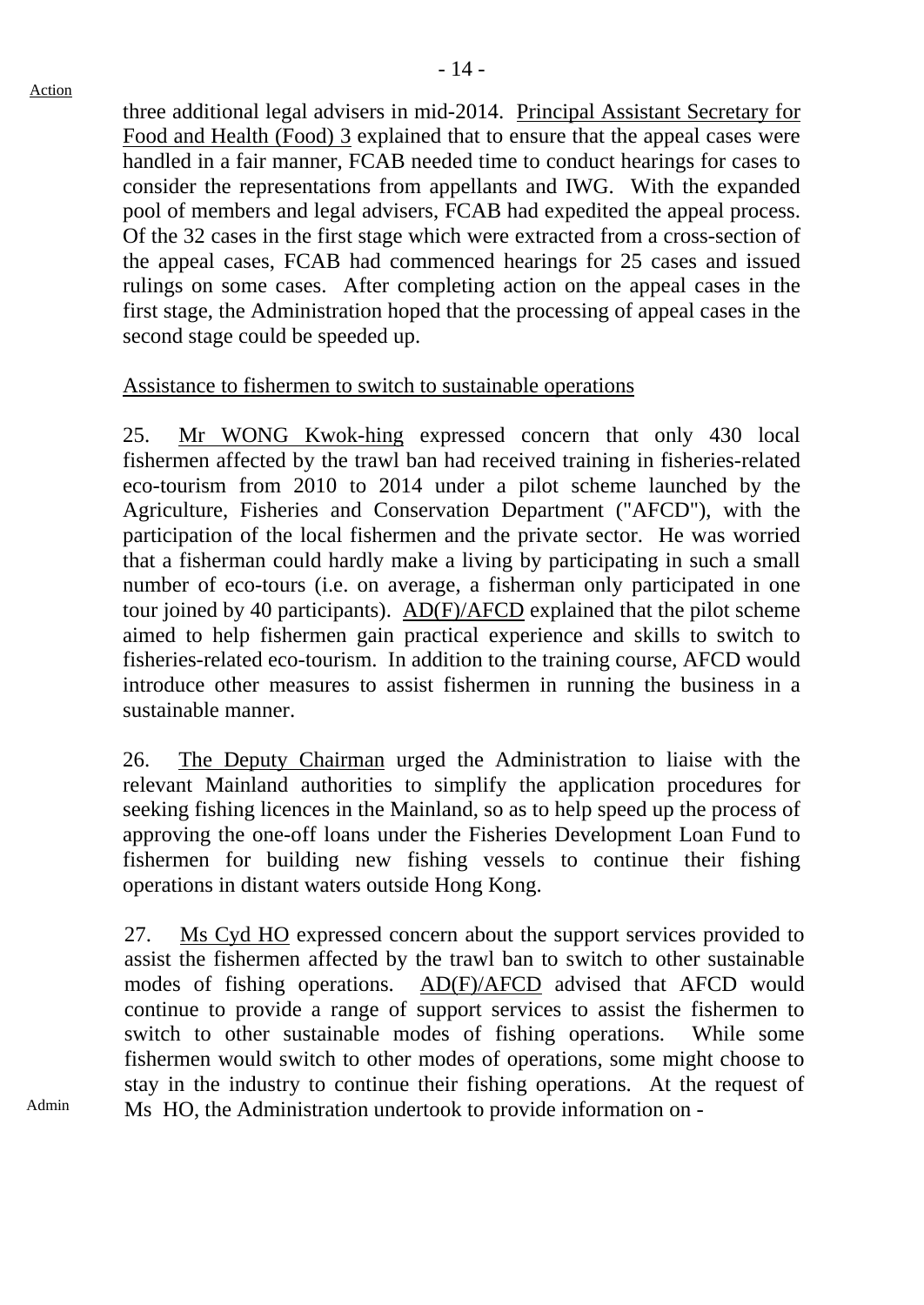Action

three additional legal advisers in mid-2014. Principal Assistant Secretary for Food and Health (Food) 3 explained that to ensure that the appeal cases were handled in a fair manner, FCAB needed time to conduct hearings for cases to consider the representations from appellants and IWG. With the expanded pool of members and legal advisers, FCAB had expedited the appeal process. Of the 32 cases in the first stage which were extracted from a cross-section of the appeal cases, FCAB had commenced hearings for 25 cases and issued rulings on some cases. After completing action on the appeal cases in the first stage, the Administration hoped that the processing of appeal cases in the second stage could be speeded up.

Assistance to fishermen to switch to sustainable operations

25. Mr WONG Kwok-hing expressed concern that only 430 local fishermen affected by the trawl ban had received training in fisheries-related eco-tourism from 2010 to 2014 under a pilot scheme launched by the Agriculture, Fisheries and Conservation Department ("AFCD"), with the participation of the local fishermen and the private sector. He was worried that a fisherman could hardly make a living by participating in such a small number of eco-tours (i.e. on average, a fisherman only participated in one tour joined by 40 participants). AD(F)/AFCD explained that the pilot scheme aimed to help fishermen gain practical experience and skills to switch to fisheries-related eco-tourism. In addition to the training course, AFCD would introduce other measures to assist fishermen in running the business in a sustainable manner.

26. The Deputy Chairman urged the Administration to liaise with the relevant Mainland authorities to simplify the application procedures for seeking fishing licences in the Mainland, so as to help speed up the process of approving the one-off loans under the Fisheries Development Loan Fund to fishermen for building new fishing vessels to continue their fishing operations in distant waters outside Hong Kong.

27. Ms Cyd HO expressed concern about the support services provided to assist the fishermen affected by the trawl ban to switch to other sustainable modes of fishing operations. AD(F)/AFCD advised that AFCD would continue to provide a range of support services to assist the fishermen to switch to other sustainable modes of fishing operations. While some fishermen would switch to other modes of operations, some might choose to stay in the industry to continue their fishing operations. At the request of Ms HO, the Administration undertook to provide information on -

Admin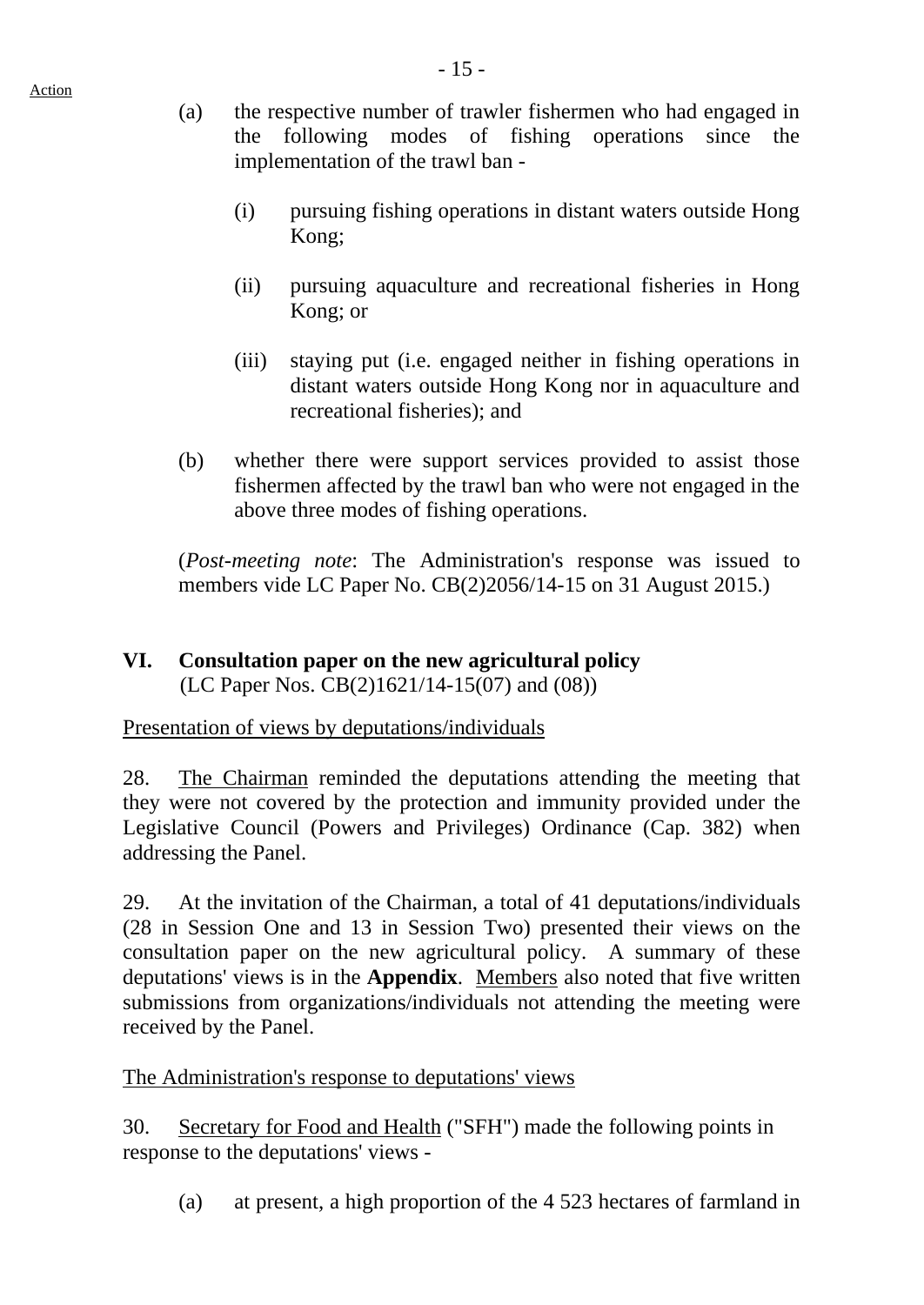Action

(a) the respective number of trawler fishermen who had engaged in the following modes of fishing operations since the implementation of the trawl ban -

  (i) pursuing fishing operations in distant waters outside Hong Kong;

  (ii) pursuing aquaculture and recreational fisheries in Hong Kong; or

  (iii) staying put (i.e. engaged neither in fishing operations in distant waters outside Hong Kong nor in aquaculture and recreational fisheries); and

(b) whether there were support services provided to assist those fishermen affected by the trawl ban who were not engaged in the above three modes of fishing operations.

(*Post-meeting note*: The Administration's response was issued to members vide LC Paper No. CB(2)2056/14-15 on 31 August 2015.)

## VI. Consultation paper on the new agricultural policy

(LC Paper Nos. CB(2)1621/14-15(07) and (08))

Presentation of views by deputations/individuals

28. The Chairman reminded the deputations attending the meeting that they were not covered by the protection and immunity provided under the Legislative Council (Powers and Privileges) Ordinance (Cap. 382) when addressing the Panel.

29. At the invitation of the Chairman, a total of 41 deputations/individuals (28 in Session One and 13 in Session Two) presented their views on the consultation paper on the new agricultural policy. A summary of these deputations' views is in the **Appendix**. Members also noted that five written submissions from organizations/individuals not attending the meeting were received by the Panel.

The Administration's response to deputations' views

30. Secretary for Food and Health ("SFH") made the following points in response to the deputations' views -

(a) at present, a high proportion of the 4 523 hectares of farmland in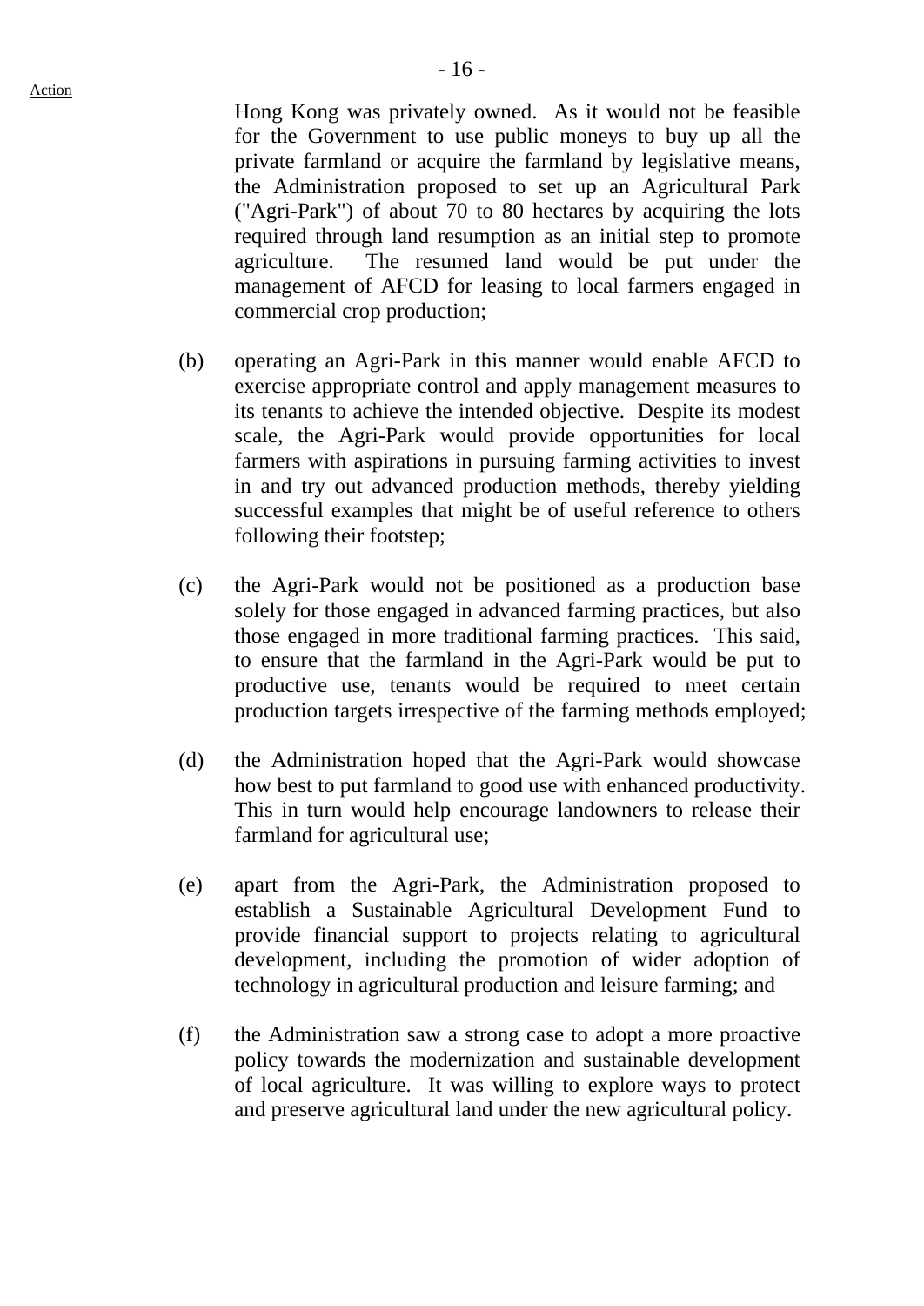Hong Kong was privately owned. As it would not be feasible for the Government to use public moneys to buy up all the private farmland or acquire the farmland by legislative means, the Administration proposed to set up an Agricultural Park ("Agri-Park") of about 70 to 80 hectares by acquiring the lots required through land resumption as an initial step to promote agriculture. The resumed land would be put under the management of AFCD for leasing to local farmers engaged in commercial crop production;

(b) operating an Agri-Park in this manner would enable AFCD to exercise appropriate control and apply management measures to its tenants to achieve the intended objective. Despite its modest scale, the Agri-Park would provide opportunities for local farmers with aspirations in pursuing farming activities to invest in and try out advanced production methods, thereby yielding successful examples that might be of useful reference to others following their footstep;

(c) the Agri-Park would not be positioned as a production base solely for those engaged in advanced farming practices, but also those engaged in more traditional farming practices. This said, to ensure that the farmland in the Agri-Park would be put to productive use, tenants would be required to meet certain production targets irrespective of the farming methods employed;

(d) the Administration hoped that the Agri-Park would showcase how best to put farmland to good use with enhanced productivity. This in turn would help encourage landowners to release their farmland for agricultural use;

(e) apart from the Agri-Park, the Administration proposed to establish a Sustainable Agricultural Development Fund to provide financial support to projects relating to agricultural development, including the promotion of wider adoption of technology in agricultural production and leisure farming; and

(f) the Administration saw a strong case to adopt a more proactive policy towards the modernization and sustainable development of local agriculture. It was willing to explore ways to protect and preserve agricultural land under the new agricultural policy.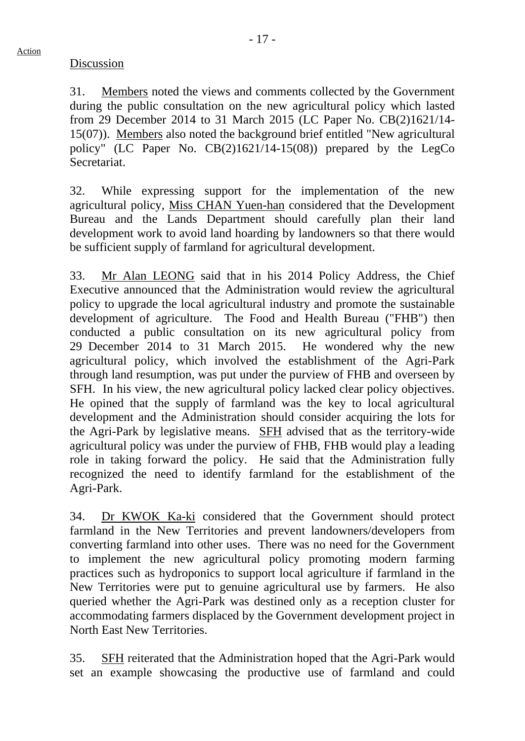Discussion

31. Members noted the views and comments collected by the Government during the public consultation on the new agricultural policy which lasted from 29 December 2014 to 31 March 2015 (LC Paper No. CB(2)1621/14-15(07)). Members also noted the background brief entitled "New agricultural policy" (LC Paper No. CB(2)1621/14-15(08)) prepared by the LegCo Secretariat.

32. While expressing support for the implementation of the new agricultural policy, Miss CHAN Yuen-han considered that the Development Bureau and the Lands Department should carefully plan their land development work to avoid land hoarding by landowners so that there would be sufficient supply of farmland for agricultural development.

33. Mr Alan LEONG said that in his 2014 Policy Address, the Chief Executive announced that the Administration would review the agricultural policy to upgrade the local agricultural industry and promote the sustainable development of agriculture. The Food and Health Bureau ("FHB") then conducted a public consultation on its new agricultural policy from 29 December 2014 to 31 March 2015. He wondered why the new agricultural policy, which involved the establishment of the Agri-Park through land resumption, was put under the purview of FHB and overseen by SFH. In his view, the new agricultural policy lacked clear policy objectives. He opined that the supply of farmland was the key to local agricultural development and the Administration should consider acquiring the lots for the Agri-Park by legislative means. SFH advised that as the territory-wide agricultural policy was under the purview of FHB, FHB would play a leading role in taking forward the policy. He said that the Administration fully recognized the need to identify farmland for the establishment of the Agri-Park.

34. Dr KWOK Ka-ki considered that the Government should protect farmland in the New Territories and prevent landowners/developers from converting farmland into other uses. There was no need for the Government to implement the new agricultural policy promoting modern farming practices such as hydroponics to support local agriculture if farmland in the New Territories were put to genuine agricultural use by farmers. He also queried whether the Agri-Park was destined only as a reception cluster for accommodating farmers displaced by the Government development project in North East New Territories.

35. SFH reiterated that the Administration hoped that the Agri-Park would set an example showcasing the productive use of farmland and could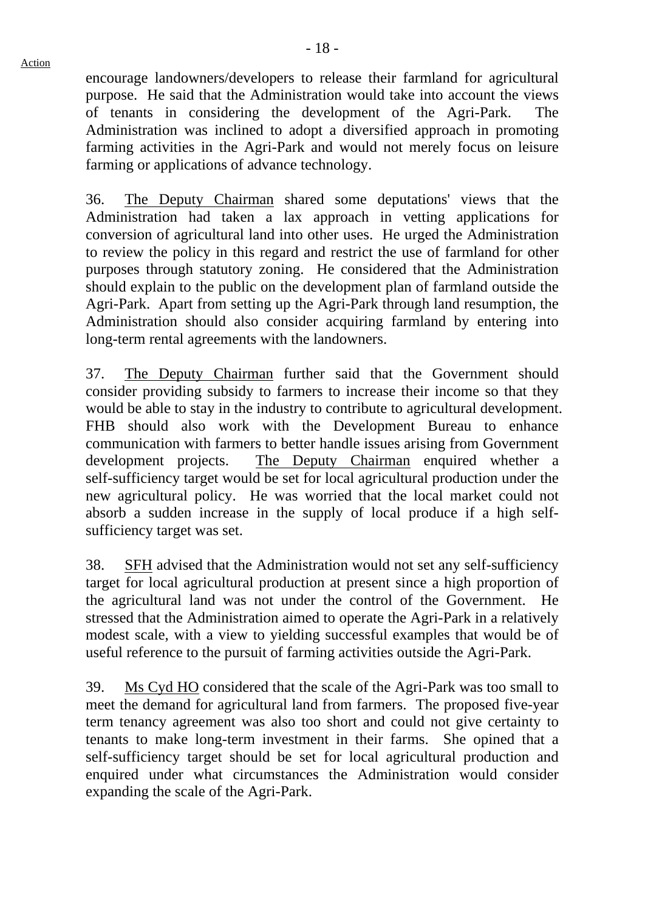encourage landowners/developers to release their farmland for agricultural purpose. He said that the Administration would take into account the views of tenants in considering the development of the Agri-Park. The Administration was inclined to adopt a diversified approach in promoting farming activities in the Agri-Park and would not merely focus on leisure farming or applications of advance technology.

36. The Deputy Chairman shared some deputations' views that the Administration had taken a lax approach in vetting applications for conversion of agricultural land into other uses. He urged the Administration to review the policy in this regard and restrict the use of farmland for other purposes through statutory zoning. He considered that the Administration should explain to the public on the development plan of farmland outside the Agri-Park. Apart from setting up the Agri-Park through land resumption, the Administration should also consider acquiring farmland by entering into long-term rental agreements with the landowners.

37. The Deputy Chairman further said that the Government should consider providing subsidy to farmers to increase their income so that they would be able to stay in the industry to contribute to agricultural development. FHB should also work with the Development Bureau to enhance communication with farmers to better handle issues arising from Government development projects. The Deputy Chairman enquired whether a self-sufficiency target would be set for local agricultural production under the new agricultural policy. He was worried that the local market could not absorb a sudden increase in the supply of local produce if a high self-sufficiency target was set.

38. SFH advised that the Administration would not set any self-sufficiency target for local agricultural production at present since a high proportion of the agricultural land was not under the control of the Government. He stressed that the Administration aimed to operate the Agri-Park in a relatively modest scale, with a view to yielding successful examples that would be of useful reference to the pursuit of farming activities outside the Agri-Park.

39. Ms Cyd HO considered that the scale of the Agri-Park was too small to meet the demand for agricultural land from farmers. The proposed five-year term tenancy agreement was also too short and could not give certainty to tenants to make long-term investment in their farms. She opined that a self-sufficiency target should be set for local agricultural production and enquired under what circumstances the Administration would consider expanding the scale of the Agri-Park.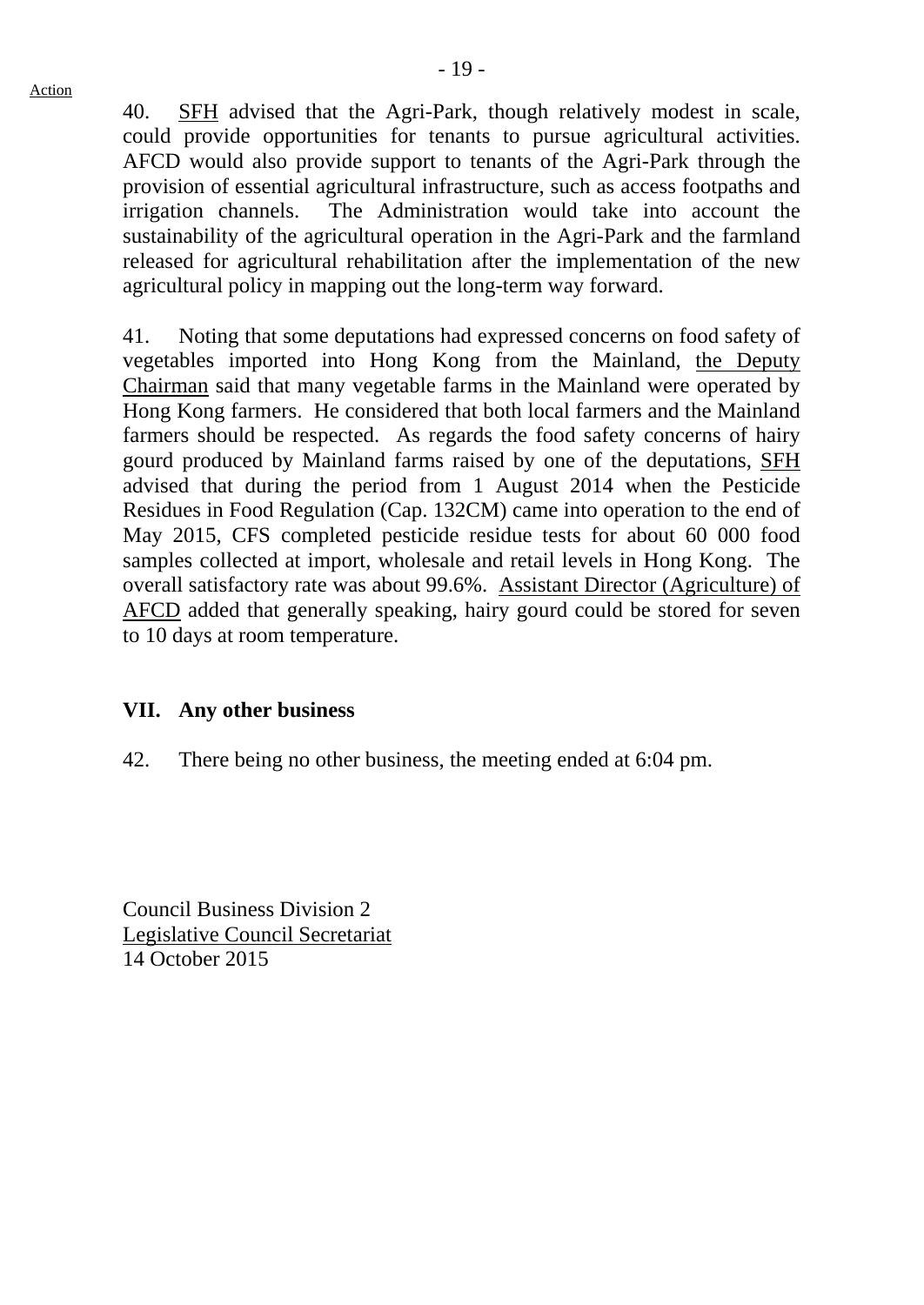40. SFH advised that the Agri-Park, though relatively modest in scale, could provide opportunities for tenants to pursue agricultural activities. AFCD would also provide support to tenants of the Agri-Park through the provision of essential agricultural infrastructure, such as access footpaths and irrigation channels. The Administration would take into account the sustainability of the agricultural operation in the Agri-Park and the farmland released for agricultural rehabilitation after the implementation of the new agricultural policy in mapping out the long-term way forward.

41. Noting that some deputations had expressed concerns on food safety of vegetables imported into Hong Kong from the Mainland, the Deputy Chairman said that many vegetable farms in the Mainland were operated by Hong Kong farmers. He considered that both local farmers and the Mainland farmers should be respected. As regards the food safety concerns of hairy gourd produced by Mainland farms raised by one of the deputations, SFH advised that during the period from 1 August 2014 when the Pesticide Residues in Food Regulation (Cap. 132CM) came into operation to the end of May 2015, CFS completed pesticide residue tests for about 60 000 food samples collected at import, wholesale and retail levels in Hong Kong. The overall satisfactory rate was about 99.6%. Assistant Director (Agriculture) of AFCD added that generally speaking, hairy gourd could be stored for seven to 10 days at room temperature.

## VII. Any other business

42. There being no other business, the meeting ended at 6:04 pm.

Council Business Division 2
Legislative Council Secretariat
14 October 2015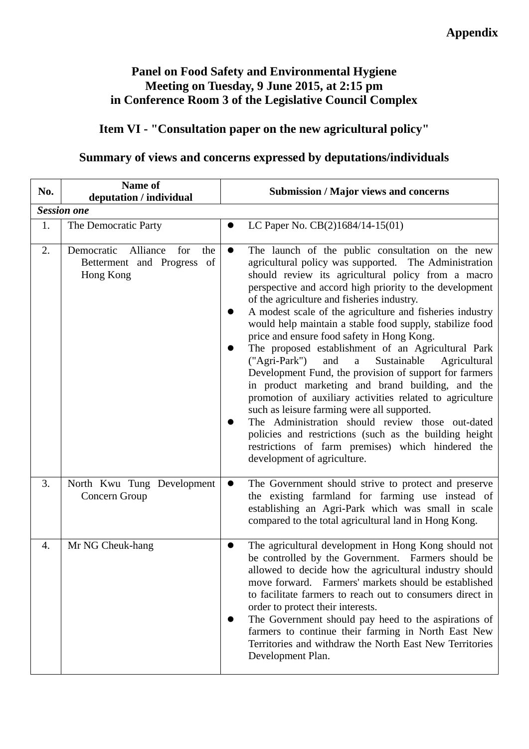**Appendix**

## Panel on Food Safety and Environmental Hygiene
## Meeting on Tuesday, 9 June 2015, at 2:15 pm
## in Conference Room 3 of the Legislative Council Complex

### Item VI - "Consultation paper on the new agricultural policy"

### Summary of views and concerns expressed by deputations/individuals

| No. | Name of deputation / individual | Submission / Major views and concerns |
|---|---|---|
| ***Session one*** | | |
| 1. | The Democratic Party | ● LC Paper No. CB(2)1684/14-15(01) |
| 2. | Democratic Alliance for the Betterment and Progress of Hong Kong | ● The launch of the public consultation on the new agricultural policy was supported. The Administration should review its agricultural policy from a macro perspective and accord high priority to the development of the agriculture and fisheries industry.<br>● A modest scale of the agriculture and fisheries industry would help maintain a stable food supply, stabilize food price and ensure food safety in Hong Kong.<br>● The proposed establishment of an Agricultural Park ("Agri-Park") and a Sustainable Agricultural Development Fund, the provision of support for farmers in product marketing and brand building, and the promotion of auxiliary activities related to agriculture such as leisure farming were all supported.<br>● The Administration should review those out-dated policies and restrictions (such as the building height restrictions of farm premises) which hindered the development of agriculture. |
| 3. | North Kwu Tung Development Concern Group | ● The Government should strive to protect and preserve the existing farmland for farming use instead of establishing an Agri-Park which was small in scale compared to the total agricultural land in Hong Kong. |
| 4. | Mr NG Cheuk-hang | ● The agricultural development in Hong Kong should not be controlled by the Government. Farmers should be allowed to decide how the agricultural industry should move forward. Farmers' markets should be established to facilitate farmers to reach out to consumers direct in order to protect their interests.<br>● The Government should pay heed to the aspirations of farmers to continue their farming in North East New Territories and withdraw the North East New Territories Development Plan. |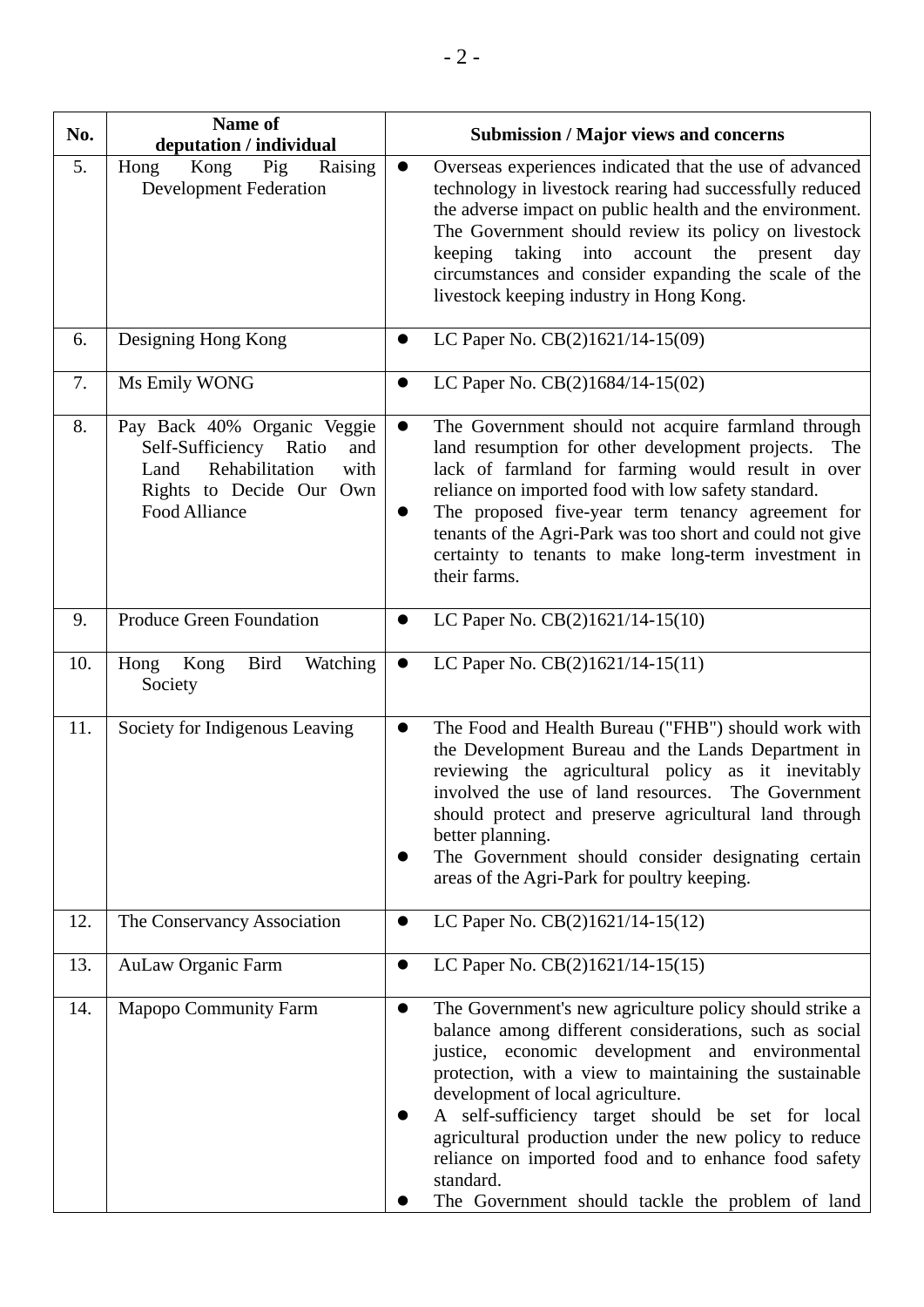| No. | Name of deputation / individual | Submission / Major views and concerns |
|---|---|---|
| 5. | Hong Kong Pig Raising Development Federation | ● Overseas experiences indicated that the use of advanced technology in livestock rearing had successfully reduced the adverse impact on public health and the environment. The Government should review its policy on livestock keeping taking into account the present day circumstances and consider expanding the scale of the livestock keeping industry in Hong Kong. |
| 6. | Designing Hong Kong | ● LC Paper No. CB(2)1621/14-15(09) |
| 7. | Ms Emily WONG | ● LC Paper No. CB(2)1684/14-15(02) |
| 8. | Pay Back 40% Organic Veggie Self-Sufficiency Ratio and Land Rehabilitation with Rights to Decide Our Own Food Alliance | ● The Government should not acquire farmland through land resumption for other development projects. The lack of farmland for farming would result in over reliance on imported food with low safety standard.<br>● The proposed five-year term tenancy agreement for tenants of the Agri-Park was too short and could not give certainty to tenants to make long-term investment in their farms. |
| 9. | Produce Green Foundation | ● LC Paper No. CB(2)1621/14-15(10) |
| 10. | Hong Kong Bird Watching Society | ● LC Paper No. CB(2)1621/14-15(11) |
| 11. | Society for Indigenous Leaving | ● The Food and Health Bureau ("FHB") should work with the Development Bureau and the Lands Department in reviewing the agricultural policy as it inevitably involved the use of land resources. The Government should protect and preserve agricultural land through better planning.<br>● The Government should consider designating certain areas of the Agri-Park for poultry keeping. |
| 12. | The Conservancy Association | ● LC Paper No. CB(2)1621/14-15(12) |
| 13. | AuLaw Organic Farm | ● LC Paper No. CB(2)1621/14-15(15) |
| 14. | Mapopo Community Farm | ● The Government's new agriculture policy should strike a balance among different considerations, such as social justice, economic development and environmental protection, with a view to maintaining the sustainable development of local agriculture.<br>● A self-sufficiency target should be set for local agricultural production under the new policy to reduce reliance on imported food and to enhance food safety standard.<br>● The Government should tackle the problem of land |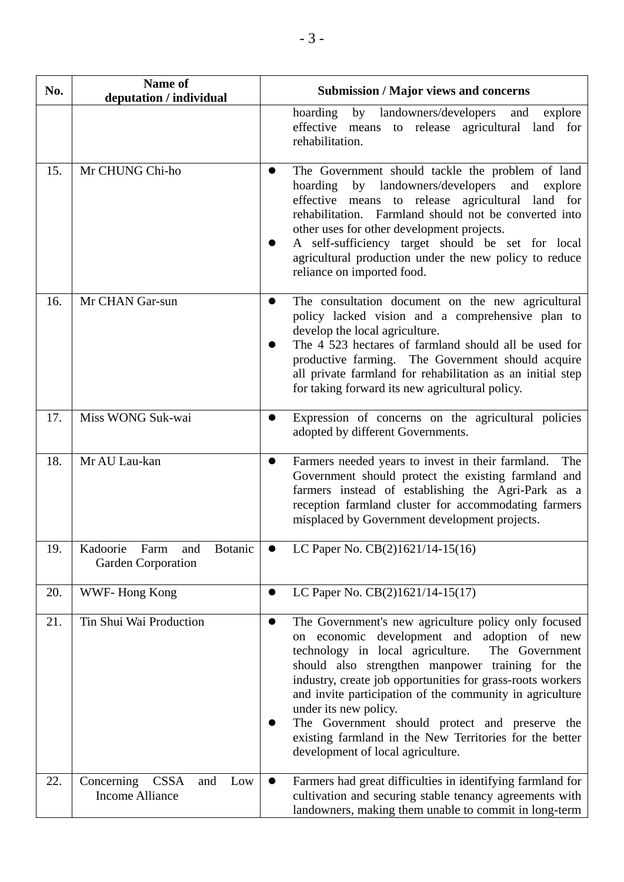| No. | Name of deputation / individual | Submission / Major views and concerns |
|---|---|---|
| | | hoarding by landowners/developers and explore effective means to release agricultural land for rehabilitation. |
| 15. | Mr CHUNG Chi-ho | ● The Government should tackle the problem of land hoarding by landowners/developers and explore effective means to release agricultural land for rehabilitation. Farmland should not be converted into other uses for other development projects.<br>● A self-sufficiency target should be set for local agricultural production under the new policy to reduce reliance on imported food. |
| 16. | Mr CHAN Gar-sun | ● The consultation document on the new agricultural policy lacked vision and a comprehensive plan to develop the local agriculture.<br>● The 4 523 hectares of farmland should all be used for productive farming. The Government should acquire all private farmland for rehabilitation as an initial step for taking forward its new agricultural policy. |
| 17. | Miss WONG Suk-wai | ● Expression of concerns on the agricultural policies adopted by different Governments. |
| 18. | Mr AU Lau-kan | ● Farmers needed years to invest in their farmland. The Government should protect the existing farmland and farmers instead of establishing the Agri-Park as a reception farmland cluster for accommodating farmers misplaced by Government development projects. |
| 19. | Kadoorie Farm and Botanic Garden Corporation | ● LC Paper No. CB(2)1621/14-15(16) |
| 20. | WWF- Hong Kong | ● LC Paper No. CB(2)1621/14-15(17) |
| 21. | Tin Shui Wai Production | ● The Government's new agriculture policy only focused on economic development and adoption of new technology in local agriculture. The Government should also strengthen manpower training for the industry, create job opportunities for grass-roots workers and invite participation of the community in agriculture under its new policy.<br>● The Government should protect and preserve the existing farmland in the New Territories for the better development of local agriculture. |
| 22. | Concerning CSSA and Low Income Alliance | ● Farmers had great difficulties in identifying farmland for cultivation and securing stable tenancy agreements with landowners, making them unable to commit in long-term |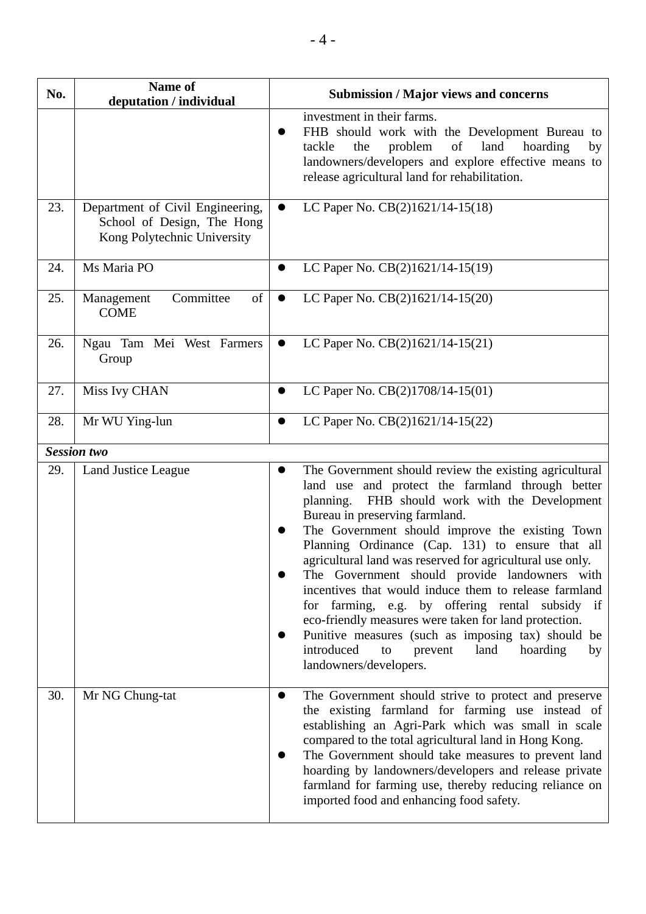| No. | Name of deputation / individual | Submission / Major views and concerns |
|---|---|---|
| | | investment in their farms.<br>● FHB should work with the Development Bureau to tackle the problem of land hoarding by landowners/developers and explore effective means to release agricultural land for rehabilitation. |
| 23. | Department of Civil Engineering, School of Design, The Hong Kong Polytechnic University | ● LC Paper No. CB(2)1621/14-15(18) |
| 24. | Ms Maria PO | ● LC Paper No. CB(2)1621/14-15(19) |
| 25. | Management Committee of COME | ● LC Paper No. CB(2)1621/14-15(20) |
| 26. | Ngau Tam Mei West Farmers Group | ● LC Paper No. CB(2)1621/14-15(21) |
| 27. | Miss Ivy CHAN | ● LC Paper No. CB(2)1708/14-15(01) |
| 28. | Mr WU Ying-lun | ● LC Paper No. CB(2)1621/14-15(22) |
| ***Session two*** | | |
| 29. | Land Justice League | ● The Government should review the existing agricultural land use and protect the farmland through better planning. FHB should work with the Development Bureau in preserving farmland.<br>● The Government should improve the existing Town Planning Ordinance (Cap. 131) to ensure that all agricultural land was reserved for agricultural use only.<br>● The Government should provide landowners with incentives that would induce them to release farmland for farming, e.g. by offering rental subsidy if eco-friendly measures were taken for land protection.<br>● Punitive measures (such as imposing tax) should be introduced to prevent land hoarding by landowners/developers. |
| 30. | Mr NG Chung-tat | ● The Government should strive to protect and preserve the existing farmland for farming use instead of establishing an Agri-Park which was small in scale compared to the total agricultural land in Hong Kong.<br>● The Government should take measures to prevent land hoarding by landowners/developers and release private farmland for farming use, thereby reducing reliance on imported food and enhancing food safety. |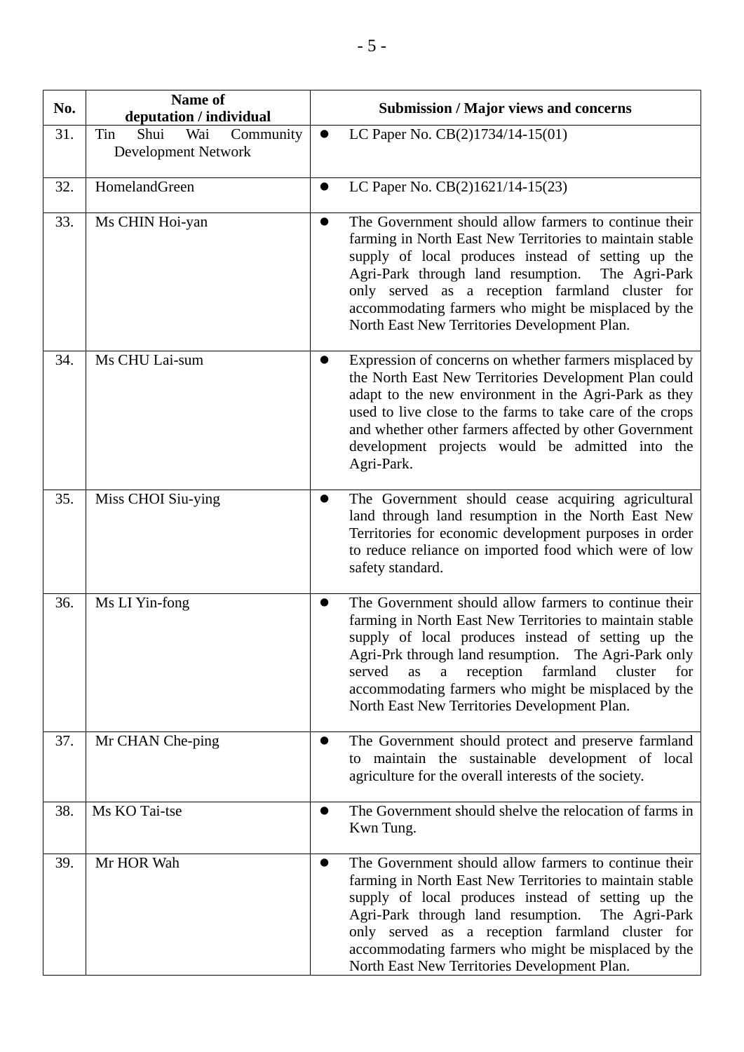| No. | Name of deputation / individual | Submission / Major views and concerns |
|---|---|---|
| 31. | Tin Shui Wai Community Development Network | ● LC Paper No. CB(2)1734/14-15(01) |
| 32. | HomelandGreen | ● LC Paper No. CB(2)1621/14-15(23) |
| 33. | Ms CHIN Hoi-yan | ● The Government should allow farmers to continue their farming in North East New Territories to maintain stable supply of local produces instead of setting up the Agri-Park through land resumption. The Agri-Park only served as a reception farmland cluster for accommodating farmers who might be misplaced by the North East New Territories Development Plan. |
| 34. | Ms CHU Lai-sum | ● Expression of concerns on whether farmers misplaced by the North East New Territories Development Plan could adapt to the new environment in the Agri-Park as they used to live close to the farms to take care of the crops and whether other farmers affected by other Government development projects would be admitted into the Agri-Park. |
| 35. | Miss CHOI Siu-ying | ● The Government should cease acquiring agricultural land through land resumption in the North East New Territories for economic development purposes in order to reduce reliance on imported food which were of low safety standard. |
| 36. | Ms LI Yin-fong | ● The Government should allow farmers to continue their farming in North East New Territories to maintain stable supply of local produces instead of setting up the Agri-Prk through land resumption. The Agri-Park only served as a reception farmland cluster for accommodating farmers who might be misplaced by the North East New Territories Development Plan. |
| 37. | Mr CHAN Che-ping | ● The Government should protect and preserve farmland to maintain the sustainable development of local agriculture for the overall interests of the society. |
| 38. | Ms KO Tai-tse | ● The Government should shelve the relocation of farms in Kwn Tung. |
| 39. | Mr HOR Wah | ● The Government should allow farmers to continue their farming in North East New Territories to maintain stable supply of local produces instead of setting up the Agri-Park through land resumption. The Agri-Park only served as a reception farmland cluster for accommodating farmers who might be misplaced by the North East New Territories Development Plan. |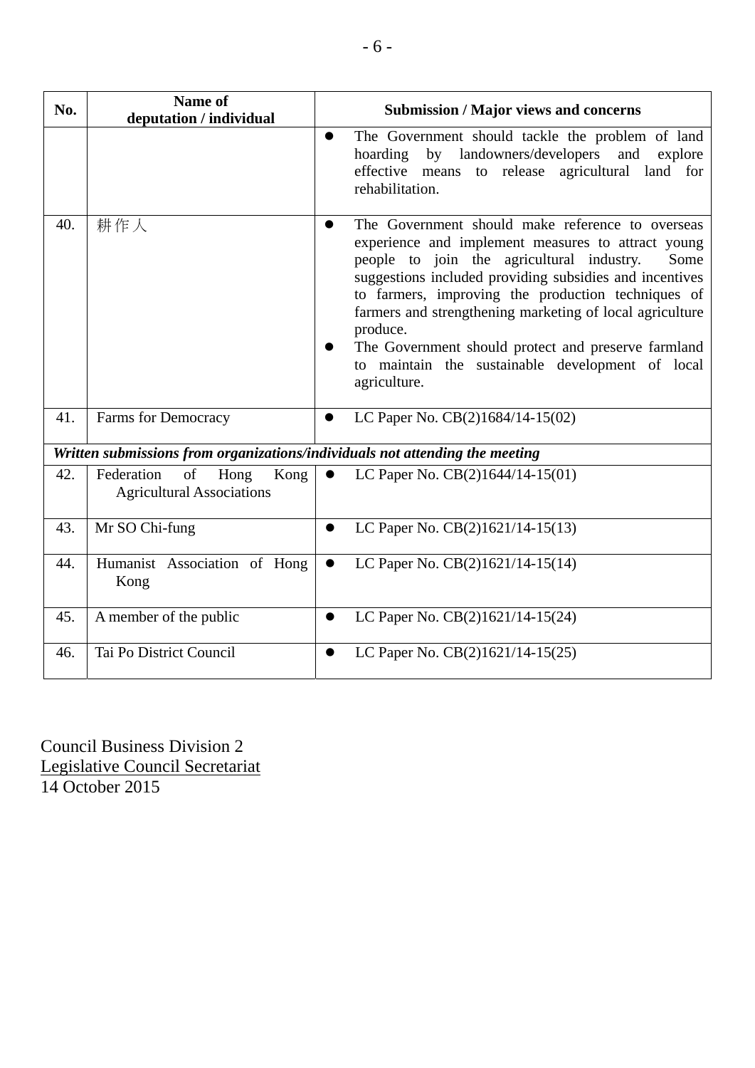| No. | Name of deputation / individual | Submission / Major views and concerns |
|---|---|---|
| | | • The Government should tackle the problem of land hoarding by landowners/developers and explore effective means to release agricultural land for rehabilitation. |
| 40. | 耕作人 | • The Government should make reference to overseas experience and implement measures to attract young people to join the agricultural industry. Some suggestions included providing subsidies and incentives to farmers, improving the production techniques of farmers and strengthening marketing of local agriculture produce.<br>• The Government should protect and preserve farmland to maintain the sustainable development of local agriculture. |
| 41. | Farms for Democracy | • LC Paper No. CB(2)1684/14-15(02) |
| ***Written submissions from organizations/individuals not attending the meeting*** | | |
| 42. | Federation of Hong Kong Agricultural Associations | • LC Paper No. CB(2)1644/14-15(01) |
| 43. | Mr SO Chi-fung | • LC Paper No. CB(2)1621/14-15(13) |
| 44. | Humanist Association of Hong Kong | • LC Paper No. CB(2)1621/14-15(14) |
| 45. | A member of the public | • LC Paper No. CB(2)1621/14-15(24) |
| 46. | Tai Po District Council | • LC Paper No. CB(2)1621/14-15(25) |

Council Business Division 2
Legislative Council Secretariat
14 October 2015